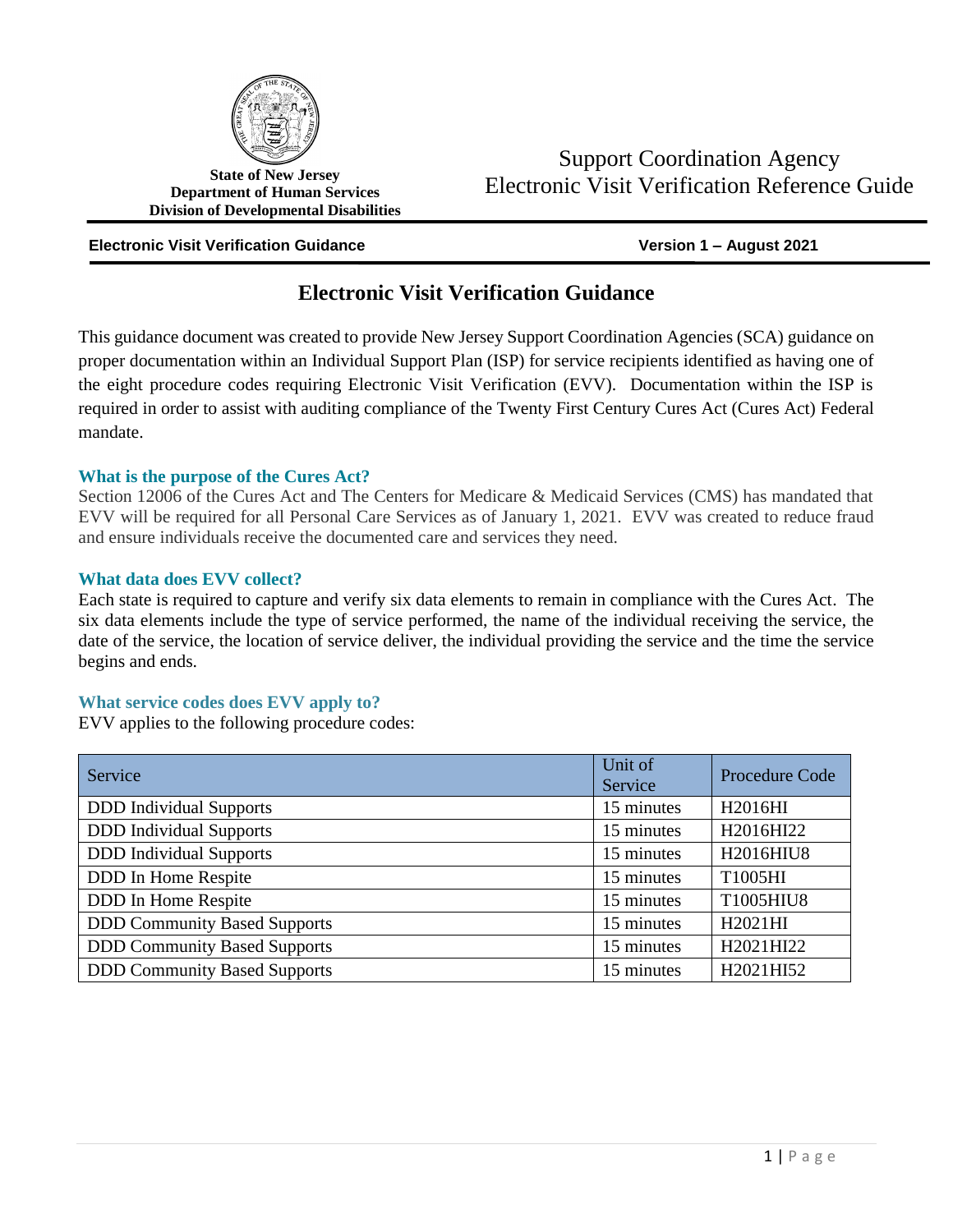State of New Jersey
Department of Human Services
Division of Developmental Disabilities

Support Coordination Agency
Electronic Visit Verification Reference Guide

**Electronic Visit Verification Guidance** **Version 1 – August 2021**

# Electronic Visit Verification Guidance

This guidance document was created to provide New Jersey Support Coordination Agencies (SCA) guidance on proper documentation within an Individual Support Plan (ISP) for service recipients identified as having one of the eight procedure codes requiring Electronic Visit Verification (EVV). Documentation within the ISP is required in order to assist with auditing compliance of the Twenty First Century Cures Act (Cures Act) Federal mandate.

### What is the purpose of the Cures Act?

Section 12006 of the Cures Act and The Centers for Medicare & Medicaid Services (CMS) has mandated that EVV will be required for all Personal Care Services as of January 1, 2021. EVV was created to reduce fraud and ensure individuals receive the documented care and services they need.

### What data does EVV collect?

Each state is required to capture and verify six data elements to remain in compliance with the Cures Act. The six data elements include the type of service performed, the name of the individual receiving the service, the date of the service, the location of service deliver, the individual providing the service and the time the service begins and ends.

### What service codes does EVV apply to?

EVV applies to the following procedure codes:

| Service | Unit of Service | Procedure Code |
|---|---|---|
| DDD Individual Supports | 15 minutes | H2016HI |
| DDD Individual Supports | 15 minutes | H2016HI22 |
| DDD Individual Supports | 15 minutes | H2016HIU8 |
| DDD In Home Respite | 15 minutes | T1005HI |
| DDD In Home Respite | 15 minutes | T1005HIU8 |
| DDD Community Based Supports | 15 minutes | H2021HI |
| DDD Community Based Supports | 15 minutes | H2021HI22 |
| DDD Community Based Supports | 15 minutes | H2021HI52 |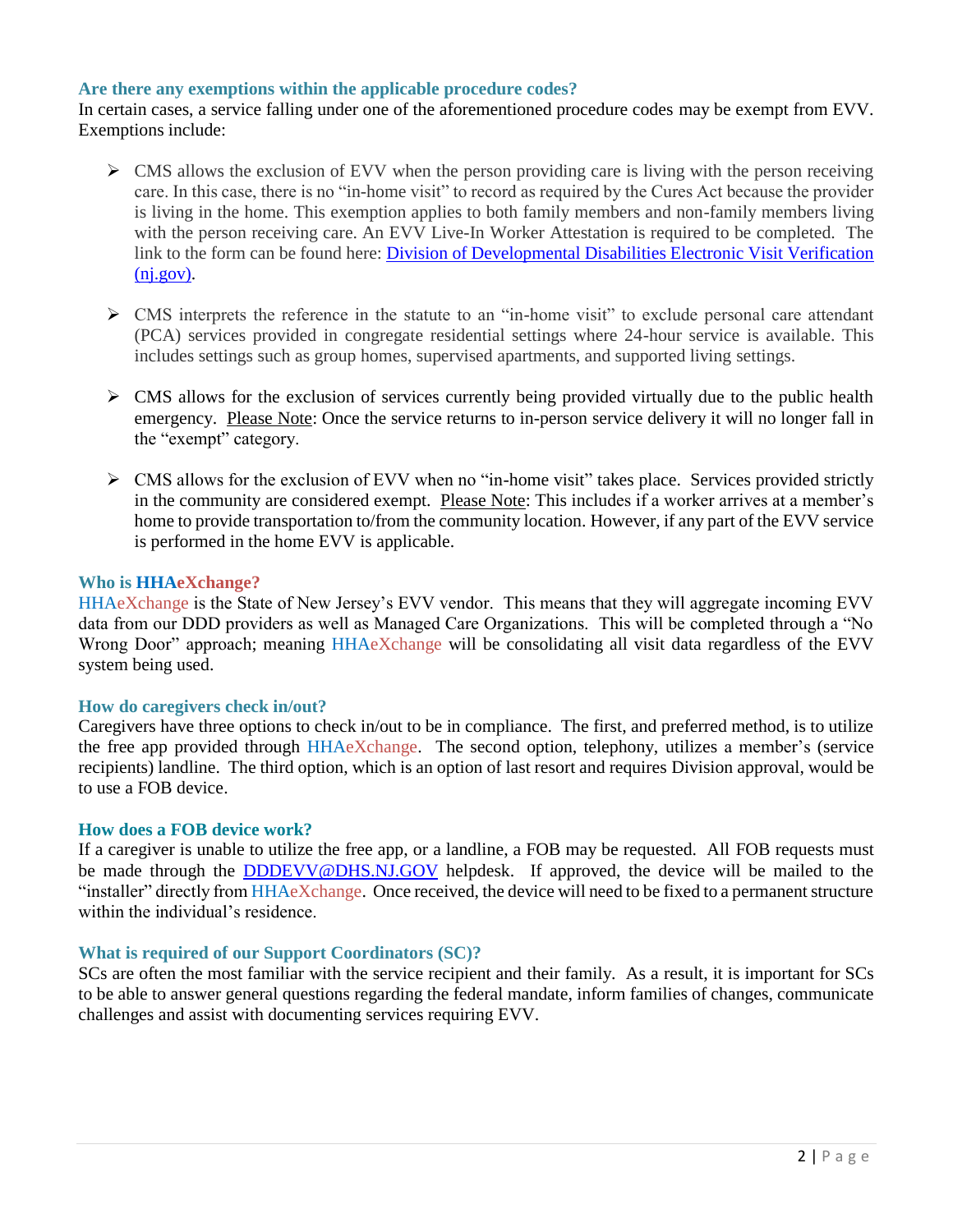### Are there any exemptions within the applicable procedure codes?

In certain cases, a service falling under one of the aforementioned procedure codes may be exempt from EVV. Exemptions include:

- CMS allows the exclusion of EVV when the person providing care is living with the person receiving care. In this case, there is no "in-home visit" to record as required by the Cures Act because the provider is living in the home. This exemption applies to both family members and non-family members living with the person receiving care. An EVV Live-In Worker Attestation is required to be completed. The link to the form can be found here: [Division of Developmental Disabilities Electronic Visit Verification (nj.gov)](https://nj.gov).

- CMS interprets the reference in the statute to an "in-home visit" to exclude personal care attendant (PCA) services provided in congregate residential settings where 24-hour service is available. This includes settings such as group homes, supervised apartments, and supported living settings.

- CMS allows for the exclusion of services currently being provided virtually due to the public health emergency. Please Note: Once the service returns to in-person service delivery it will no longer fall in the "exempt" category.

- CMS allows for the exclusion of EVV when no "in-home visit" takes place. Services provided strictly in the community are considered exempt. Please Note: This includes if a worker arrives at a member's home to provide transportation to/from the community location. However, if any part of the EVV service is performed in the home EVV is applicable.

### Who is HHAeXchange?

HHAeXchange is the State of New Jersey's EVV vendor. This means that they will aggregate incoming EVV data from our DDD providers as well as Managed Care Organizations. This will be completed through a "No Wrong Door" approach; meaning HHAeXchange will be consolidating all visit data regardless of the EVV system being used.

### How do caregivers check in/out?

Caregivers have three options to check in/out to be in compliance. The first, and preferred method, is to utilize the free app provided through HHAeXchange. The second option, telephony, utilizes a member's (service recipients) landline. The third option, which is an option of last resort and requires Division approval, would be to use a FOB device.

### How does a FOB device work?

If a caregiver is unable to utilize the free app, or a landline, a FOB may be requested. All FOB requests must be made through the [DDDEVV@DHS.NJ.GOV](mailto:DDDEVV@DHS.NJ.GOV) helpdesk. If approved, the device will be mailed to the "installer" directly from HHAeXchange. Once received, the device will need to be fixed to a permanent structure within the individual's residence.

### What is required of our Support Coordinators (SC)?

SCs are often the most familiar with the service recipient and their family. As a result, it is important for SCs to be able to answer general questions regarding the federal mandate, inform families of changes, communicate challenges and assist with documenting services requiring EVV.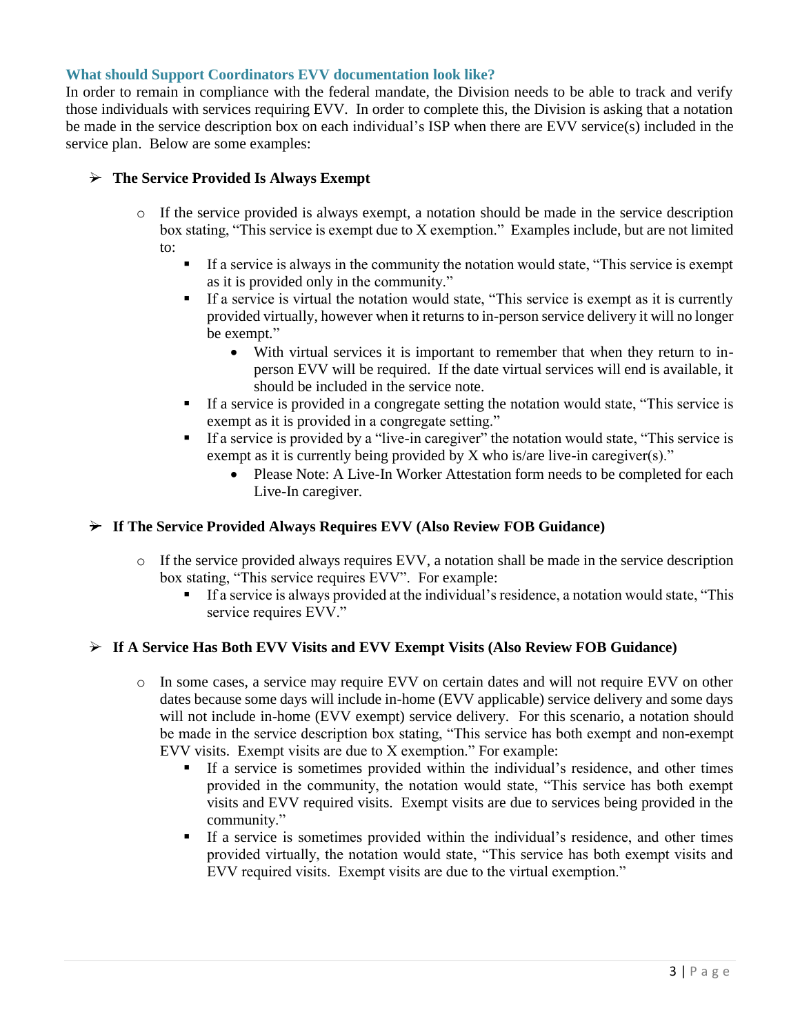### What should Support Coordinators EVV documentation look like?

In order to remain in compliance with the federal mandate, the Division needs to be able to track and verify those individuals with services requiring EVV. In order to complete this, the Division is asking that a notation be made in the service description box on each individual's ISP when there are EVV service(s) included in the service plan. Below are some examples:

- **The Service Provided Is Always Exempt**
  - If the service provided is always exempt, a notation should be made in the service description box stating, "This service is exempt due to X exemption." Examples include, but are not limited to:
    - If a service is always in the community the notation would state, "This service is exempt as it is provided only in the community."
    - If a service is virtual the notation would state, "This service is exempt as it is currently provided virtually, however when it returns to in-person service delivery it will no longer be exempt."
      - With virtual services it is important to remember that when they return to in-person EVV will be required. If the date virtual services will end is available, it should be included in the service note.
    - If a service is provided in a congregate setting the notation would state, "This service is exempt as it is provided in a congregate setting."
    - If a service is provided by a "live-in caregiver" the notation would state, "This service is exempt as it is currently being provided by X who is/are live-in caregiver(s)."
      - Please Note: A Live-In Worker Attestation form needs to be completed for each Live-In caregiver.

- **If The Service Provided Always Requires EVV (Also Review FOB Guidance)**
  - If the service provided always requires EVV, a notation shall be made in the service description box stating, "This service requires EVV". For example:
    - If a service is always provided at the individual's residence, a notation would state, "This service requires EVV."

- **If A Service Has Both EVV Visits and EVV Exempt Visits (Also Review FOB Guidance)**
  - In some cases, a service may require EVV on certain dates and will not require EVV on other dates because some days will include in-home (EVV applicable) service delivery and some days will not include in-home (EVV exempt) service delivery. For this scenario, a notation should be made in the service description box stating, "This service has both exempt and non-exempt EVV visits. Exempt visits are due to X exemption." For example:
    - If a service is sometimes provided within the individual's residence, and other times provided in the community, the notation would state, "This service has both exempt visits and EVV required visits. Exempt visits are due to services being provided in the community."
    - If a service is sometimes provided within the individual's residence, and other times provided virtually, the notation would state, "This service has both exempt visits and EVV required visits. Exempt visits are due to the virtual exemption."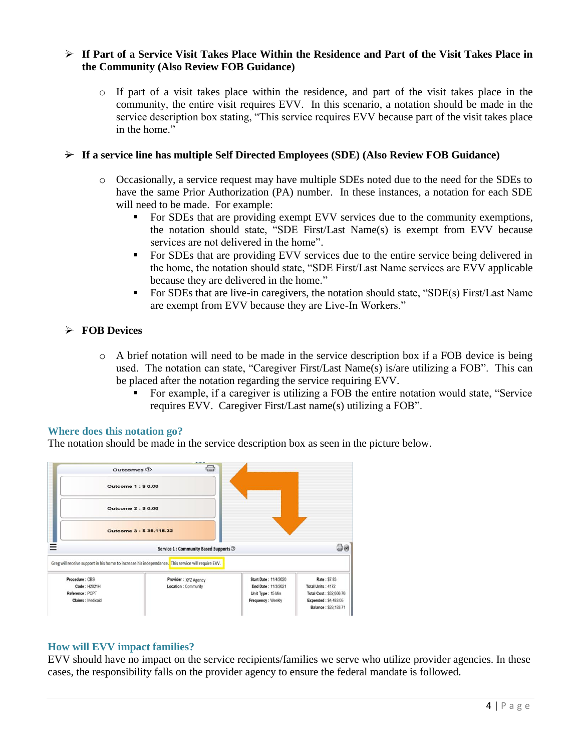- **If Part of a Service Visit Takes Place Within the Residence and Part of the Visit Takes Place in the Community (Also Review FOB Guidance)**

  - If part of a visit takes place within the residence, and part of the visit takes place in the community, the entire visit requires EVV. In this scenario, a notation should be made in the service description box stating, "This service requires EVV because part of the visit takes place in the home."

- **If a service line has multiple Self Directed Employees (SDE) (Also Review FOB Guidance)**

  - Occasionally, a service request may have multiple SDEs noted due to the need for the SDEs to have the same Prior Authorization (PA) number. In these instances, a notation for each SDE will need to be made. For example:
    - For SDEs that are providing exempt EVV services due to the community exemptions, the notation should state, "SDE First/Last Name(s) is exempt from EVV because services are not delivered in the home".
    - For SDEs that are providing EVV services due to the entire service being delivered in the home, the notation should state, "SDE First/Last Name services are EVV applicable because they are delivered in the home."
    - For SDEs that are live-in caregivers, the notation should state, "SDE(s) First/Last Name are exempt from EVV because they are Live-In Workers."

- **FOB Devices**

  - A brief notation will need to be made in the service description box if a FOB device is being used. The notation can state, "Caregiver First/Last Name(s) is/are utilizing a FOB". This can be placed after the notation regarding the service requiring EVV.
    - For example, if a caregiver is utilizing a FOB the entire notation would state, "Service requires EVV. Caregiver First/Last name(s) utilizing a FOB".

## Where does this notation go?

The notation should be made in the service description box as seen in the picture below.

## How will EVV impact families?

EVV should have no impact on the service recipients/families we serve who utilize provider agencies. In these cases, the responsibility falls on the provider agency to ensure the federal mandate is followed.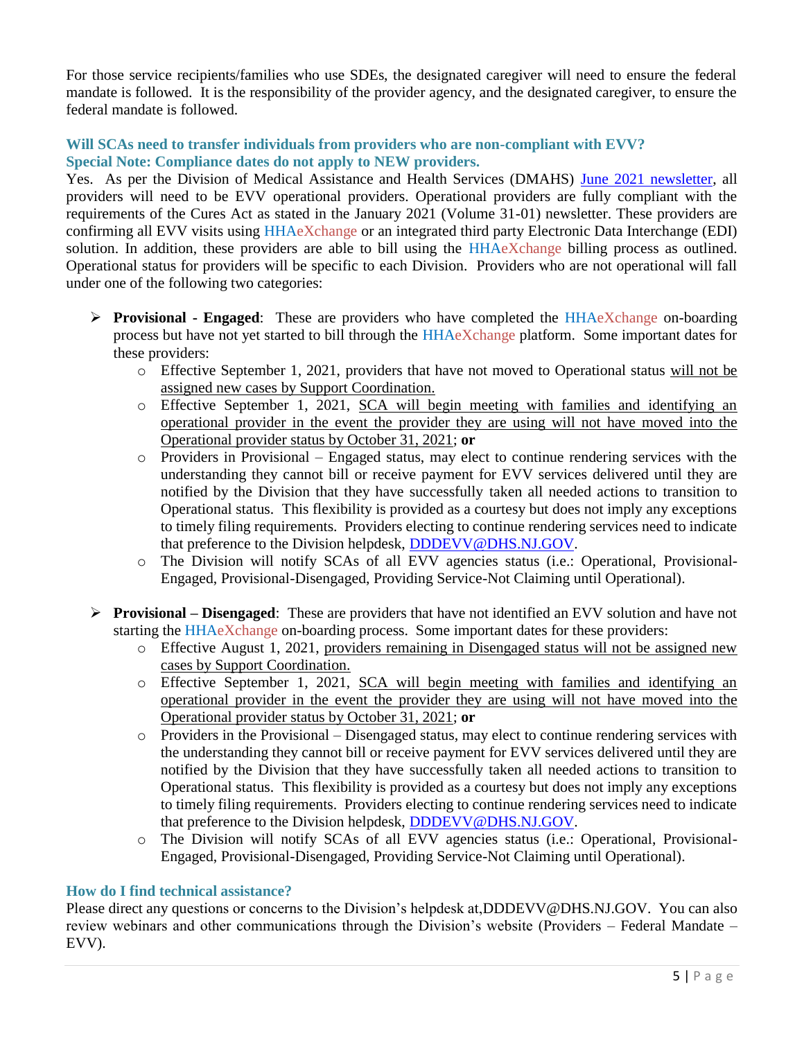For those service recipients/families who use SDEs, the designated caregiver will need to ensure the federal mandate is followed. It is the responsibility of the provider agency, and the designated caregiver, to ensure the federal mandate is followed.

### Will SCAs need to transfer individuals from providers who are non-compliant with EVV? Special Note: Compliance dates do not apply to NEW providers.

Yes. As per the Division of Medical Assistance and Health Services (DMAHS) [June 2021 newsletter](), all providers will need to be EVV operational providers. Operational providers are fully compliant with the requirements of the Cures Act as stated in the January 2021 (Volume 31-01) newsletter. These providers are confirming all EVV visits using HHAeXchange or an integrated third party Electronic Data Interchange (EDI) solution. In addition, these providers are able to bill using the HHAeXchange billing process as outlined. Operational status for providers will be specific to each Division. Providers who are not operational will fall under one of the following two categories:

- **Provisional - Engaged**: These are providers who have completed the HHAeXchange on-boarding process but have not yet started to bill through the HHAeXchange platform. Some important dates for these providers:
  - Effective September 1, 2021, providers that have not moved to Operational status <u>will not be assigned new cases by Support Coordination.</u>
  - Effective September 1, 2021, <u>SCA will begin meeting with families and identifying an operational provider in the event the provider they are using will not have moved into the Operational provider status by October 31, 2021</u>; **or**
  - Providers in Provisional – Engaged status, may elect to continue rendering services with the understanding they cannot bill or receive payment for EVV services delivered until they are notified by the Division that they have successfully taken all needed actions to transition to Operational status. This flexibility is provided as a courtesy but does not imply any exceptions to timely filing requirements. Providers electing to continue rendering services need to indicate that preference to the Division helpdesk, DDDEVV@DHS.NJ.GOV.
  - The Division will notify SCAs of all EVV agencies status (i.e.: Operational, Provisional-Engaged, Provisional-Disengaged, Providing Service-Not Claiming until Operational).

- **Provisional – Disengaged**: These are providers that have not identified an EVV solution and have not starting the HHAeXchange on-boarding process. Some important dates for these providers:
  - Effective August 1, 2021, <u>providers remaining in Disengaged status will not be assigned new cases by Support Coordination.</u>
  - Effective September 1, 2021, <u>SCA will begin meeting with families and identifying an operational provider in the event the provider they are using will not have moved into the Operational provider status by October 31, 2021</u>; **or**
  - Providers in the Provisional – Disengaged status, may elect to continue rendering services with the understanding they cannot bill or receive payment for EVV services delivered until they are notified by the Division that they have successfully taken all needed actions to transition to Operational status. This flexibility is provided as a courtesy but does not imply any exceptions to timely filing requirements. Providers electing to continue rendering services need to indicate that preference to the Division helpdesk, DDDEVV@DHS.NJ.GOV.
  - The Division will notify SCAs of all EVV agencies status (i.e.: Operational, Provisional-Engaged, Provisional-Disengaged, Providing Service-Not Claiming until Operational).

### How do I find technical assistance?

Please direct any questions or concerns to the Division's helpdesk at,DDDEVV@DHS.NJ.GOV. You can also review webinars and other communications through the Division's website (Providers – Federal Mandate – EVV).